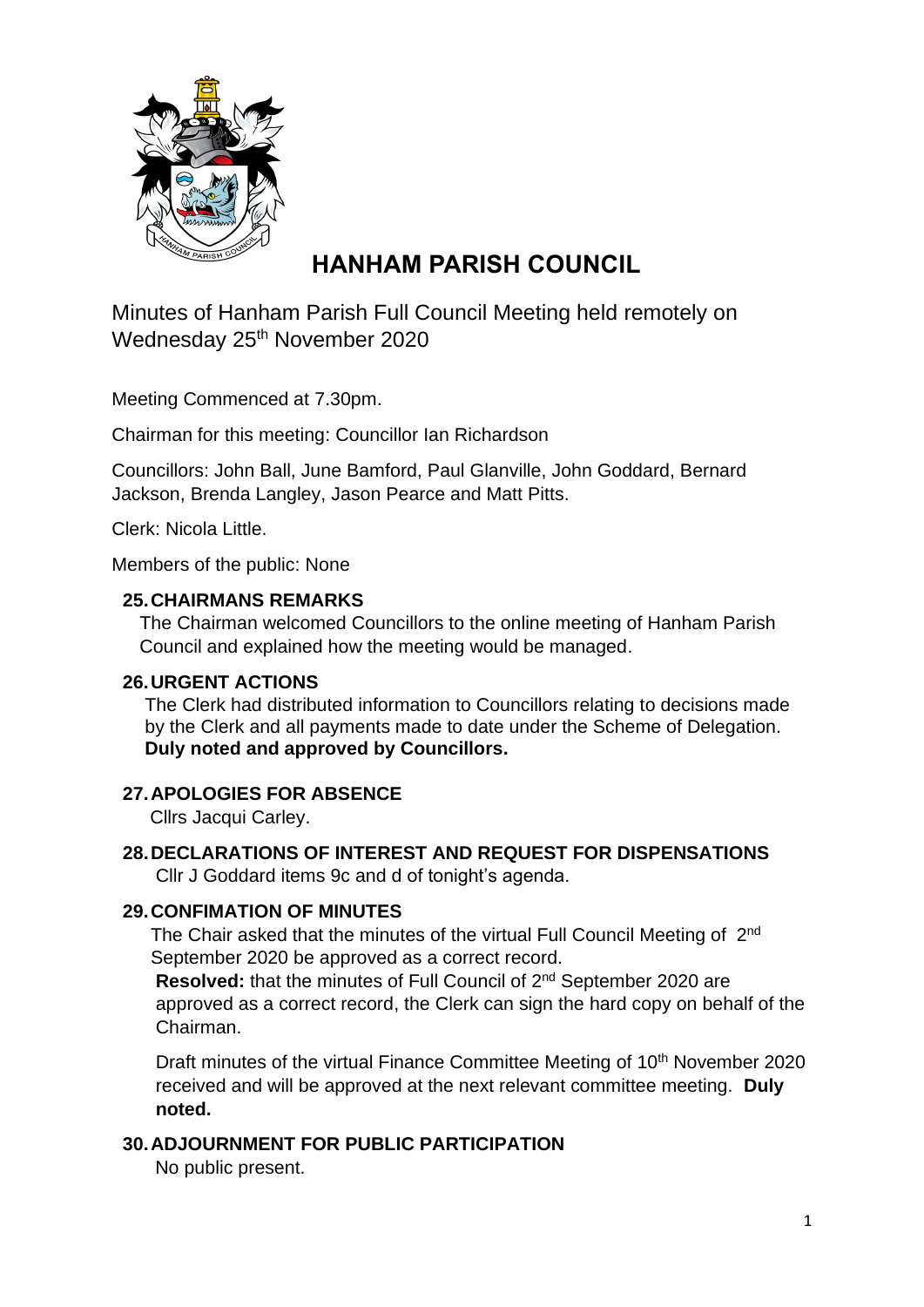# HANHAM PARISH COUNCIL

Minutes of Hanham Parish Full Council Meeting held remotely on Wednesday 25th November 2020

Meeting Commenced at 7.30pm.

Chairman for this meeting: Councillor Ian Richardson

Councillors: John Ball, June Bamford, Paul Glanville, John Goddard, Bernard Jackson, Brenda Langley, Jason Pearce and Matt Pitts.

Clerk: Nicola Little.

Members of the public: None

**25. CHAIRMANS REMARKS**

The Chairman welcomed Councillors to the online meeting of Hanham Parish Council and explained how the meeting would be managed.

**26. URGENT ACTIONS**

The Clerk had distributed information to Councillors relating to decisions made by the Clerk and all payments made to date under the Scheme of Delegation. **Duly noted and approved by Councillors.**

**27. APOLOGIES FOR ABSENCE**

Cllrs Jacqui Carley.

**28. DECLARATIONS OF INTEREST AND REQUEST FOR DISPENSATIONS**

Cllr J Goddard items 9c and d of tonight's agenda.

**29. CONFIMATION OF MINUTES**

The Chair asked that the minutes of the virtual Full Council Meeting of 2nd September 2020 be approved as a correct record.

**Resolved:** that the minutes of Full Council of 2nd September 2020 are approved as a correct record, the Clerk can sign the hard copy on behalf of the Chairman.

Draft minutes of the virtual Finance Committee Meeting of 10th November 2020 received and will be approved at the next relevant committee meeting. **Duly noted.**

**30. ADJOURNMENT FOR PUBLIC PARTICIPATION**

No public present.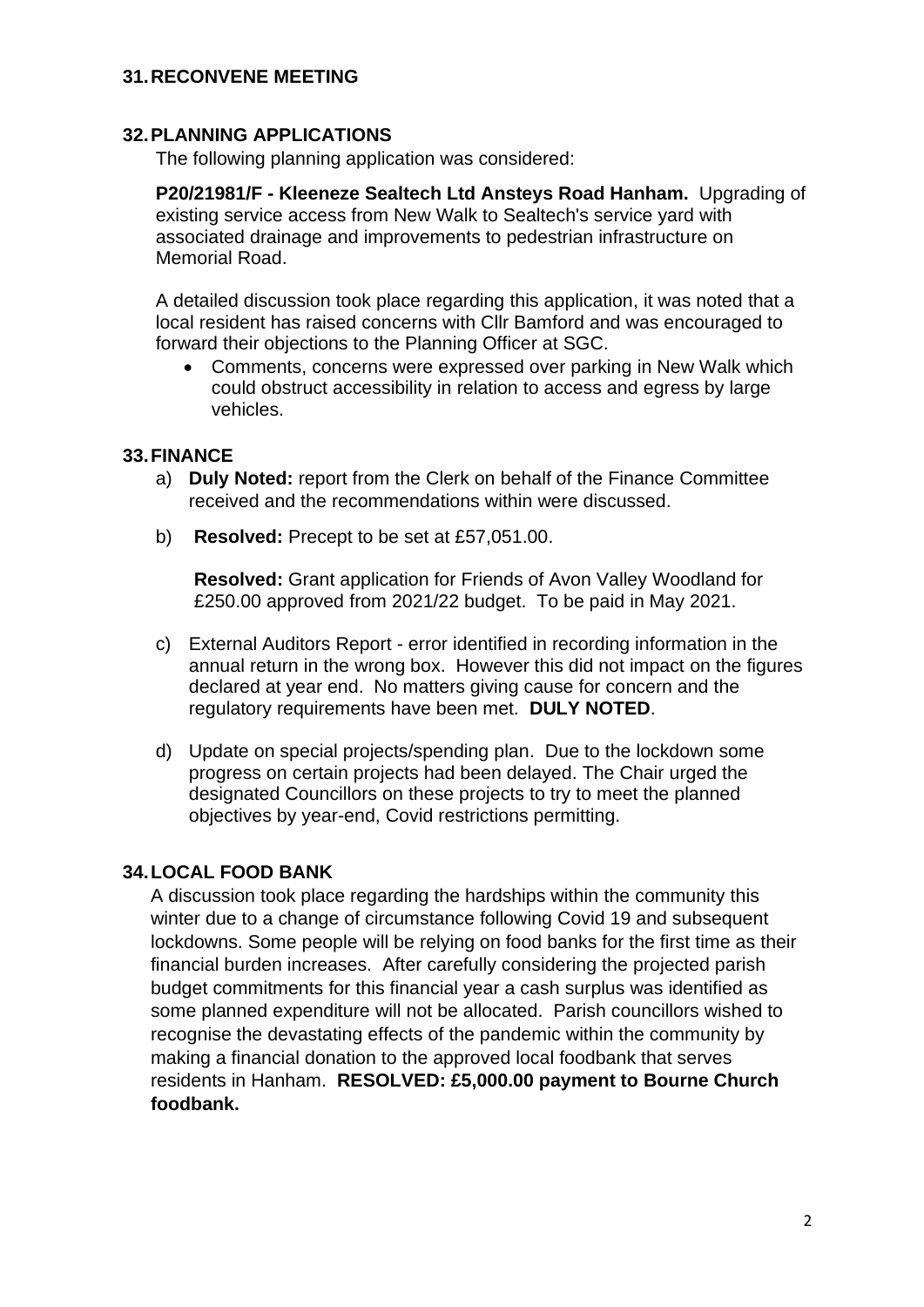## 31. RECONVENE MEETING

## 32. PLANNING APPLICATIONS

The following planning application was considered:

**P20/21981/F - Kleeneze Sealtech Ltd Ansteys Road Hanham.** Upgrading of existing service access from New Walk to Sealtech's service yard with associated drainage and improvements to pedestrian infrastructure on Memorial Road.

A detailed discussion took place regarding this application, it was noted that a local resident has raised concerns with Cllr Bamford and was encouraged to forward their objections to the Planning Officer at SGC.

- Comments, concerns were expressed over parking in New Walk which could obstruct accessibility in relation to access and egress by large vehicles.

## 33. FINANCE

a) **Duly Noted:** report from the Clerk on behalf of the Finance Committee received and the recommendations within were discussed.

b) **Resolved:** Precept to be set at £57,051.00.

   **Resolved:** Grant application for Friends of Avon Valley Woodland for £250.00 approved from 2021/22 budget. To be paid in May 2021.

c) External Auditors Report - error identified in recording information in the annual return in the wrong box. However this did not impact on the figures declared at year end. No matters giving cause for concern and the regulatory requirements have been met. **DULY NOTED**.

d) Update on special projects/spending plan. Due to the lockdown some progress on certain projects had been delayed. The Chair urged the designated Councillors on these projects to try to meet the planned objectives by year-end, Covid restrictions permitting.

## 34. LOCAL FOOD BANK

A discussion took place regarding the hardships within the community this winter due to a change of circumstance following Covid 19 and subsequent lockdowns. Some people will be relying on food banks for the first time as their financial burden increases. After carefully considering the projected parish budget commitments for this financial year a cash surplus was identified as some planned expenditure will not be allocated. Parish councillors wished to recognise the devastating effects of the pandemic within the community by making a financial donation to the approved local foodbank that serves residents in Hanham. **RESOLVED: £5,000.00 payment to Bourne Church foodbank.**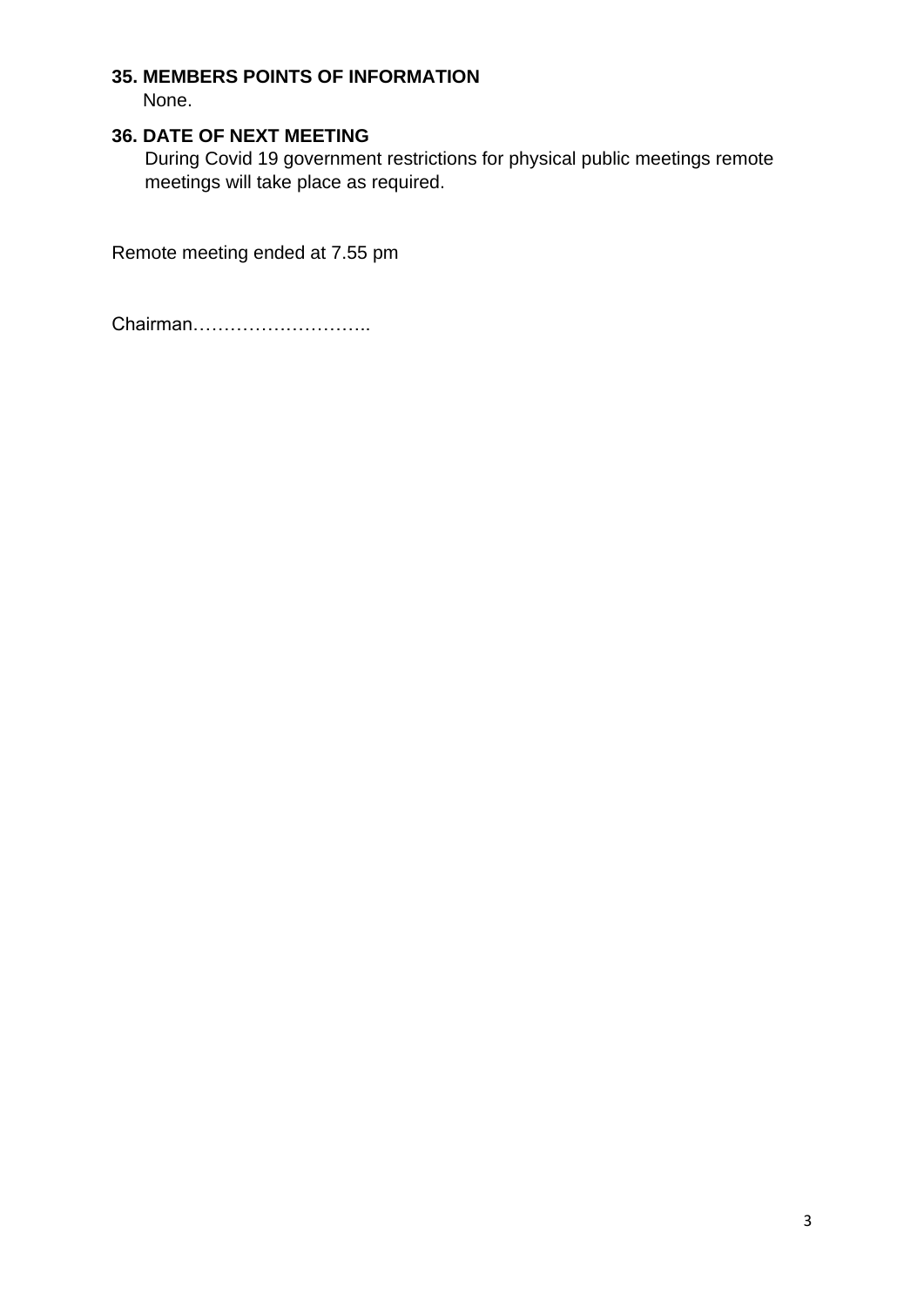**35. MEMBERS POINTS OF INFORMATION**

None.

**36. DATE OF NEXT MEETING**

During Covid 19 government restrictions for physical public meetings remote meetings will take place as required.

Remote meeting ended at 7.55 pm

Chairman………….…………..